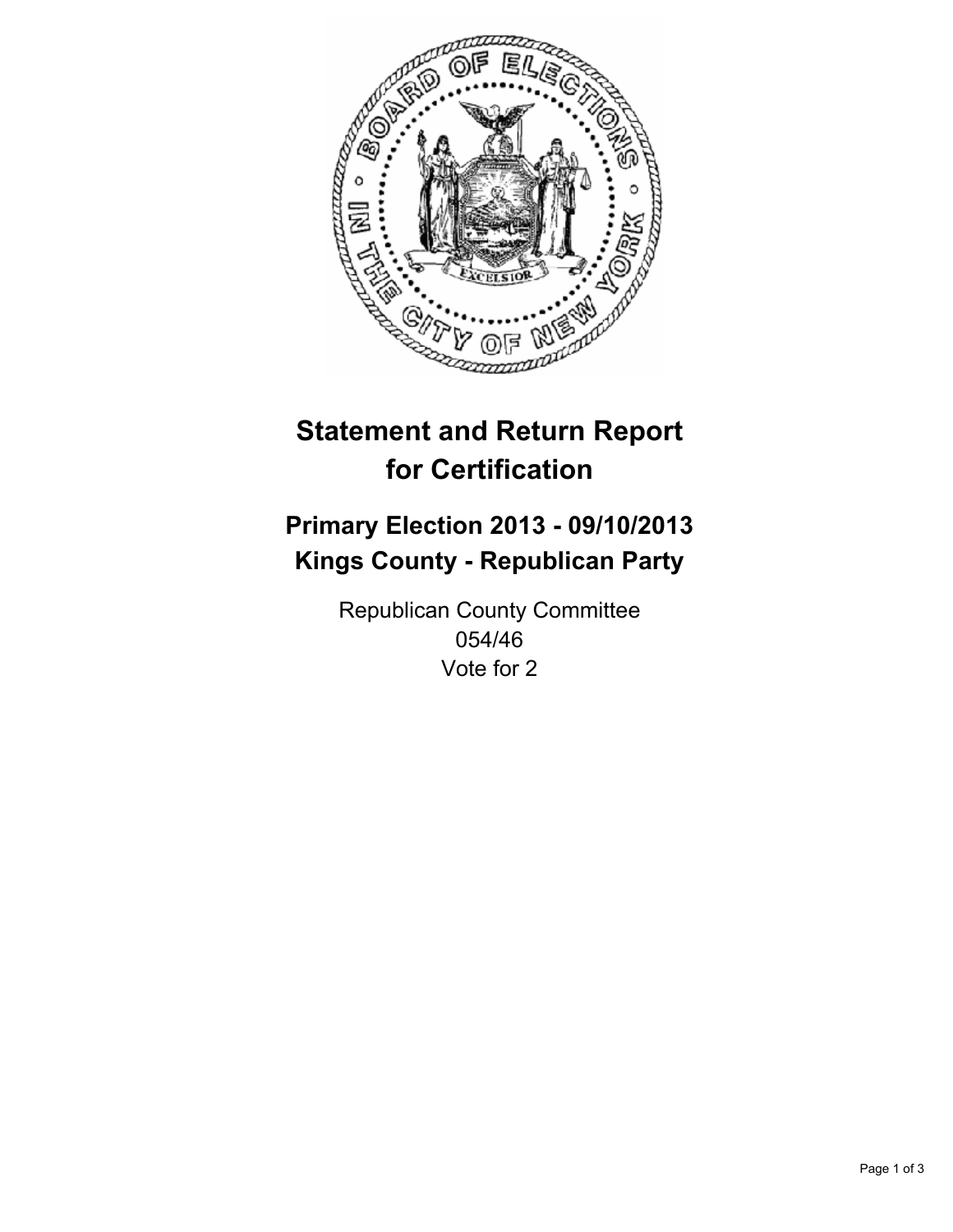# Statement and Return Report for Certification

## Primary Election 2013 - 09/10/2013
## Kings County - Republican Party

Republican County Committee
054/46
Vote for 2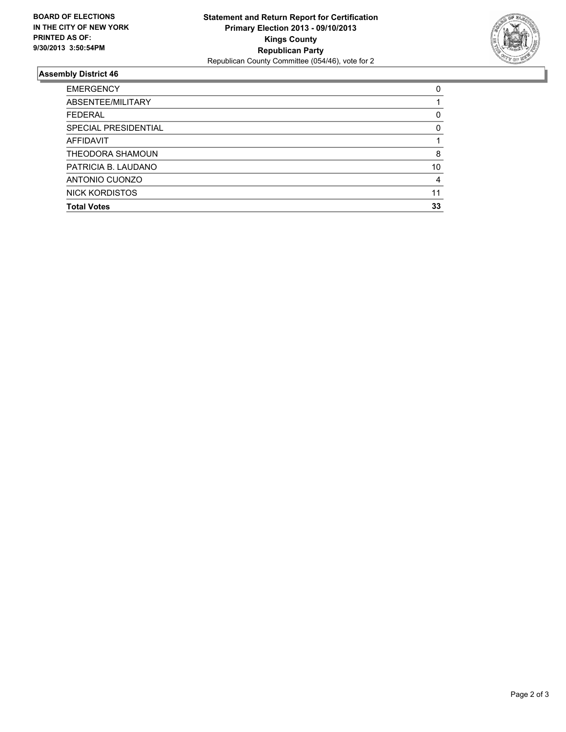BOARD OF ELECTIONS
IN THE CITY OF NEW YORK
PRINTED AS OF:
9/30/2013 3:50:54PM

**Statement and Return Report for Certification**
**Primary Election 2013 - 09/10/2013**
**Kings County**
**Republican Party**
Republican County Committee (054/46), vote for 2

## Assembly District 46

| | |
|---|---|
| EMERGENCY | 0 |
| ABSENTEE/MILITARY | 1 |
| FEDERAL | 0 |
| SPECIAL PRESIDENTIAL | 0 |
| AFFIDAVIT | 1 |
| THEODORA SHAMOUN | 8 |
| PATRICIA B. LAUDANO | 10 |
| ANTONIO CUONZO | 4 |
| NICK KORDISTOS | 11 |
| **Total Votes** | **33** |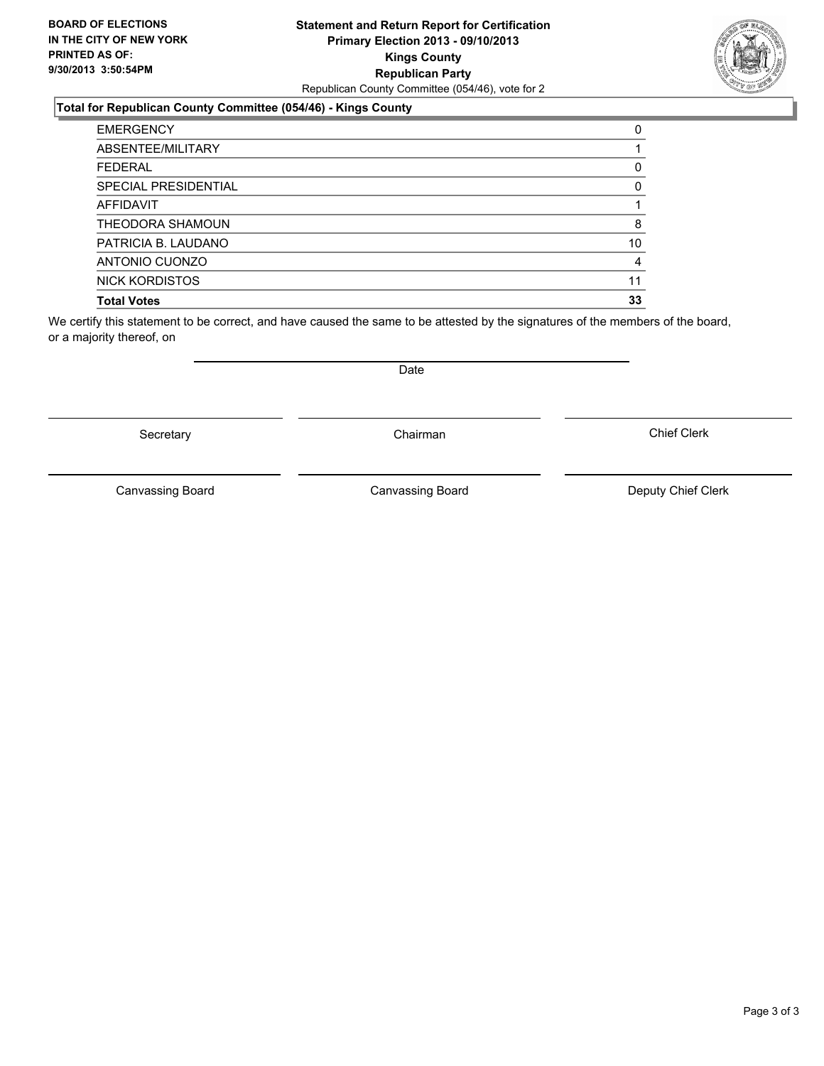**BOARD OF ELECTIONS IN THE CITY OF NEW YORK PRINTED AS OF: 9/30/2013 3:50:54PM**

**Statement and Return Report for Certification**
**Primary Election 2013 - 09/10/2013**
**Kings County**
**Republican Party**
Republican County Committee (054/46), vote for 2

### Total for Republican County Committee (054/46) - Kings County

| | |
|---|---|
| EMERGENCY | 0 |
| ABSENTEE/MILITARY | 1 |
| FEDERAL | 0 |
| SPECIAL PRESIDENTIAL | 0 |
| AFFIDAVIT | 1 |
| THEODORA SHAMOUN | 8 |
| PATRICIA B. LAUDANO | 10 |
| ANTONIO CUONZO | 4 |
| NICK KORDISTOS | 11 |
| **Total Votes** | **33** |

We certify this statement to be correct, and have caused the same to be attested by the signatures of the members of the board, or a majority thereof, on

Date

Secretary

Chairman

Chief Clerk

Canvassing Board

Canvassing Board

Deputy Chief Clerk